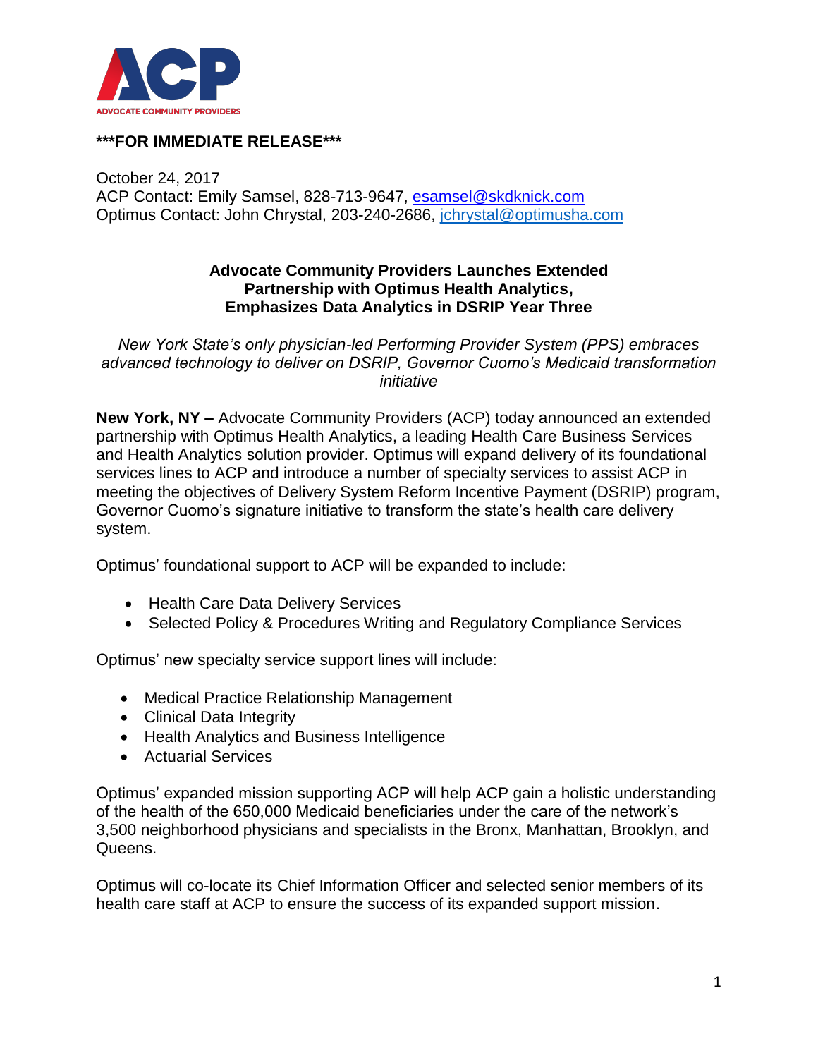**\*\*\*FOR IMMEDIATE RELEASE\*\*\***

October 24, 2017
ACP Contact: Emily Samsel, 828-713-9647, esamsel@skdknick.com
Optimus Contact: John Chrystal, 203-240-2686, jchrystal@optimusha.com

# Advocate Community Providers Launches Extended Partnership with Optimus Health Analytics, Emphasizes Data Analytics in DSRIP Year Three

*New York State's only physician-led Performing Provider System (PPS) embraces advanced technology to deliver on DSRIP, Governor Cuomo's Medicaid transformation initiative*

**New York, NY –** Advocate Community Providers (ACP) today announced an extended partnership with Optimus Health Analytics, a leading Health Care Business Services and Health Analytics solution provider. Optimus will expand delivery of its foundational services lines to ACP and introduce a number of specialty services to assist ACP in meeting the objectives of Delivery System Reform Incentive Payment (DSRIP) program, Governor Cuomo's signature initiative to transform the state's health care delivery system.

Optimus' foundational support to ACP will be expanded to include:

- Health Care Data Delivery Services
- Selected Policy & Procedures Writing and Regulatory Compliance Services

Optimus' new specialty service support lines will include:

- Medical Practice Relationship Management
- Clinical Data Integrity
- Health Analytics and Business Intelligence
- Actuarial Services

Optimus' expanded mission supporting ACP will help ACP gain a holistic understanding of the health of the 650,000 Medicaid beneficiaries under the care of the network's 3,500 neighborhood physicians and specialists in the Bronx, Manhattan, Brooklyn, and Queens.

Optimus will co-locate its Chief Information Officer and selected senior members of its health care staff at ACP to ensure the success of its expanded support mission.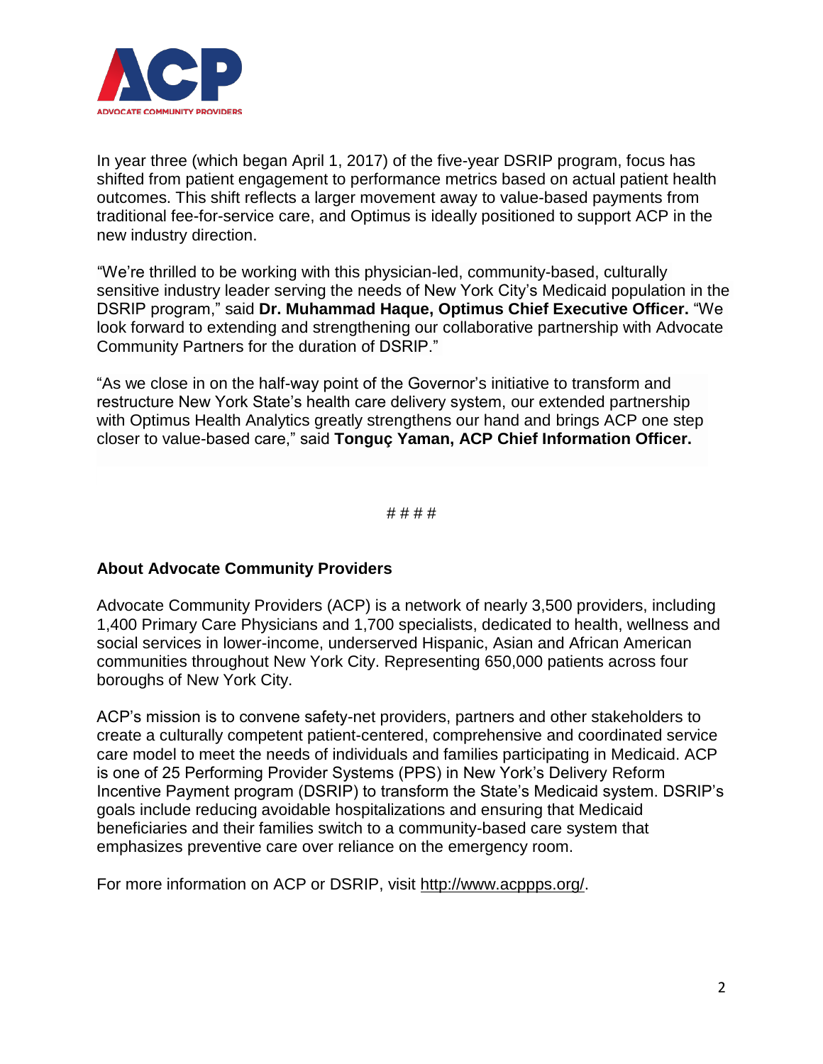In year three (which began April 1, 2017) of the five-year DSRIP program, focus has shifted from patient engagement to performance metrics based on actual patient health outcomes. This shift reflects a larger movement away to value-based payments from traditional fee-for-service care, and Optimus is ideally positioned to support ACP in the new industry direction.

"We're thrilled to be working with this physician-led, community-based, culturally sensitive industry leader serving the needs of New York City's Medicaid population in the DSRIP program," said **Dr. Muhammad Haque, Optimus Chief Executive Officer.** "We look forward to extending and strengthening our collaborative partnership with Advocate Community Partners for the duration of DSRIP."

"As we close in on the half-way point of the Governor's initiative to transform and restructure New York State's health care delivery system, our extended partnership with Optimus Health Analytics greatly strengthens our hand and brings ACP one step closer to value-based care," said **Tonguç Yaman, ACP Chief Information Officer.**

# # # #

**About Advocate Community Providers**

Advocate Community Providers (ACP) is a network of nearly 3,500 providers, including 1,400 Primary Care Physicians and 1,700 specialists, dedicated to health, wellness and social services in lower-income, underserved Hispanic, Asian and African American communities throughout New York City. Representing 650,000 patients across four boroughs of New York City.

ACP's mission is to convene safety-net providers, partners and other stakeholders to create a culturally competent patient-centered, comprehensive and coordinated service care model to meet the needs of individuals and families participating in Medicaid. ACP is one of 25 Performing Provider Systems (PPS) in New York's Delivery Reform Incentive Payment program (DSRIP) to transform the State's Medicaid system. DSRIP's goals include reducing avoidable hospitalizations and ensuring that Medicaid beneficiaries and their families switch to a community-based care system that emphasizes preventive care over reliance on the emergency room.

For more information on ACP or DSRIP, visit http://www.acppps.org/.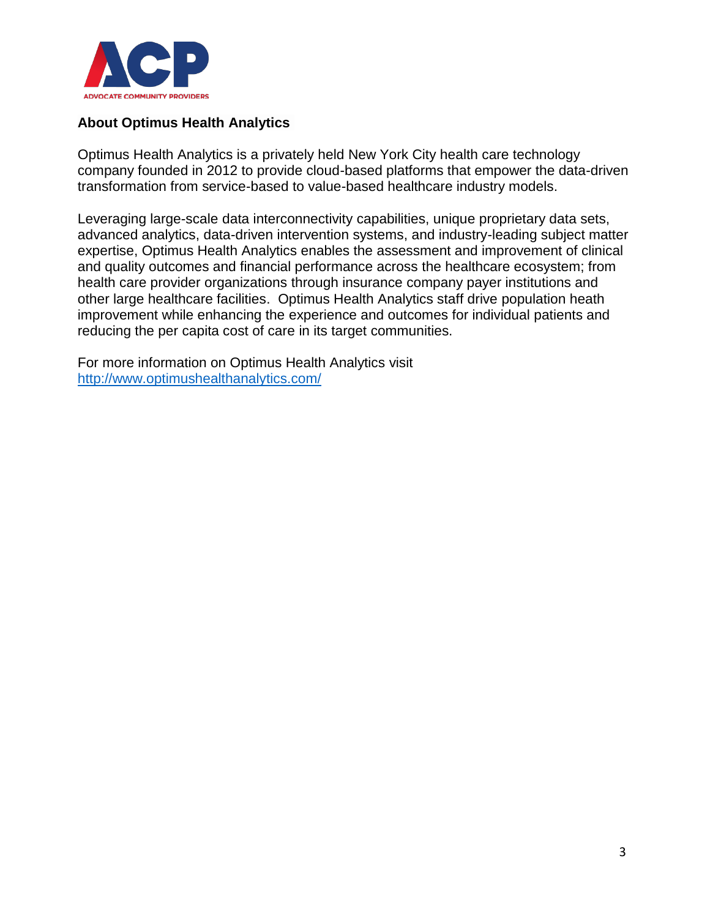## About Optimus Health Analytics

Optimus Health Analytics is a privately held New York City health care technology company founded in 2012 to provide cloud-based platforms that empower the data-driven transformation from service-based to value-based healthcare industry models.

Leveraging large-scale data interconnectivity capabilities, unique proprietary data sets, advanced analytics, data-driven intervention systems, and industry-leading subject matter expertise, Optimus Health Analytics enables the assessment and improvement of clinical and quality outcomes and financial performance across the healthcare ecosystem; from health care provider organizations through insurance company payer institutions and other large healthcare facilities. Optimus Health Analytics staff drive population heath improvement while enhancing the experience and outcomes for individual patients and reducing the per capita cost of care in its target communities.

For more information on Optimus Health Analytics visit [http://www.optimushealthanalytics.com/](http://www.optimushealthanalytics.com/)